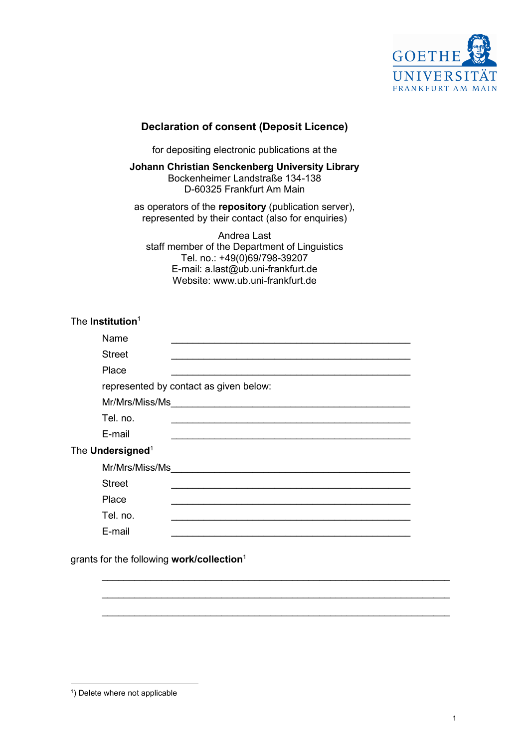GOETHE UNIVERSITÄT FRANKFURT AM MAIN

## Declaration of consent (Deposit Licence)

for depositing electronic publications at the

**Johann Christian Senckenberg University Library**
Bockenheimer Landstraße 134-138
D-60325 Frankfurt Am Main

as operators of the **repository** (publication server),
represented by their contact (also for enquiries)

Andrea Last
staff member of the Department of Linguistics
Tel. no.: +49(0)69/798-39207
E-mail: a.last@ub.uni-frankfurt.de
Website: www.ub.uni-frankfurt.de

The **Institution**[1]

Name ______________________________________________

Street ______________________________________________

Place ______________________________________________

represented by contact as given below:

Mr/Mrs/Miss/Ms______________________________________________

Tel. no. ______________________________________________

E-mail ______________________________________________

The **Undersigned**[1]

Mr/Mrs/Miss/Ms______________________________________________

Street ______________________________________________

Place ______________________________________________

Tel. no. ______________________________________________

E-mail ______________________________________________

grants for the following **work/collection**[1]

________________________________________________________________

________________________________________________________________

________________________________________________________________

[1]) Delete where not applicable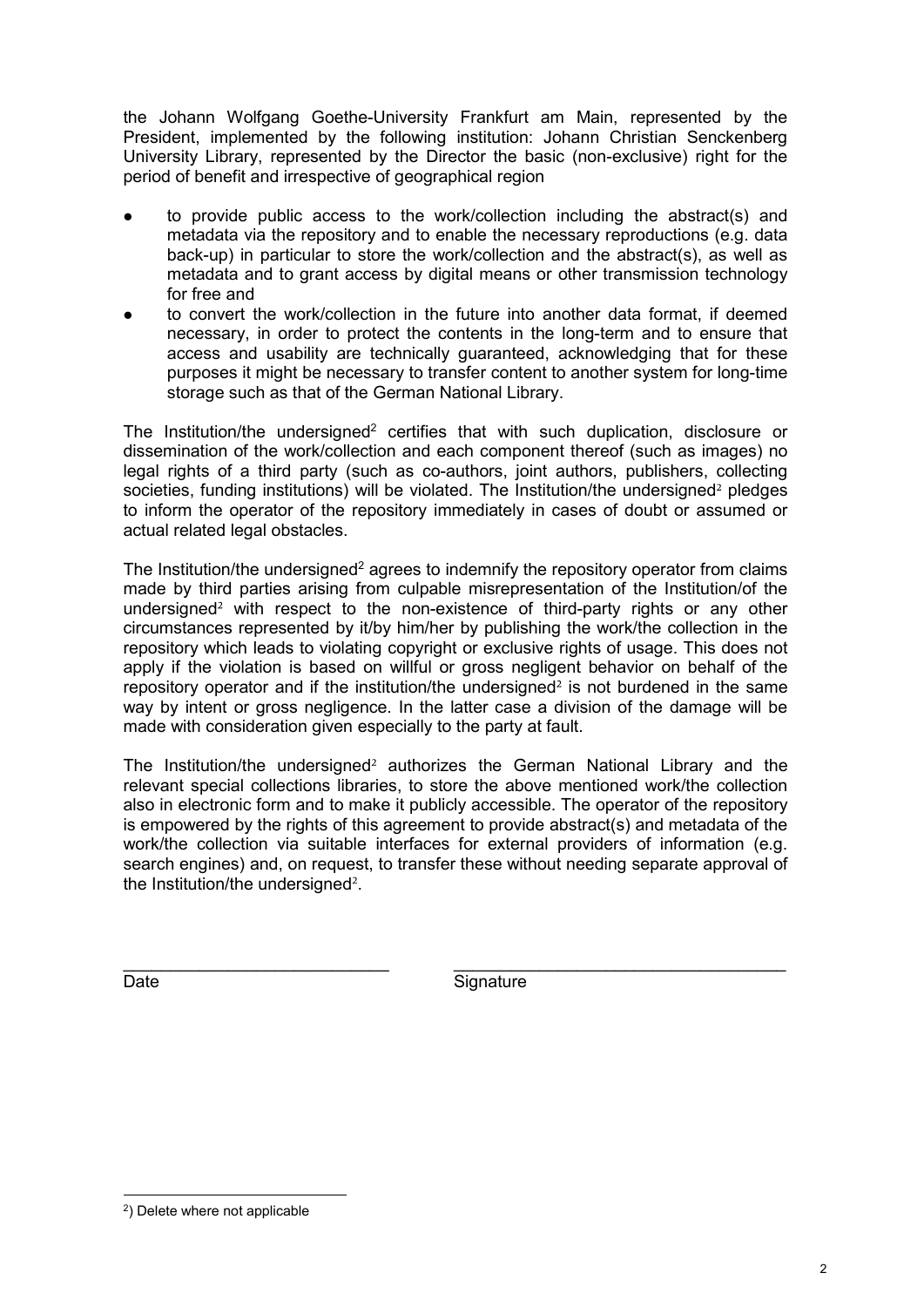the Johann Wolfgang Goethe-University Frankfurt am Main, represented by the President, implemented by the following institution: Johann Christian Senckenberg University Library, represented by the Director the basic (non-exclusive) right for the period of benefit and irrespective of geographical region

- to provide public access to the work/collection including the abstract(s) and metadata via the repository and to enable the necessary reproductions (e.g. data back-up) in particular to store the work/collection and the abstract(s), as well as metadata and to grant access by digital means or other transmission technology for free and
- to convert the work/collection in the future into another data format, if deemed necessary, in order to protect the contents in the long-term and to ensure that access and usability are technically guaranteed, acknowledging that for these purposes it might be necessary to transfer content to another system for long-time storage such as that of the German National Library.

The Institution/the undersigned[2] certifies that with such duplication, disclosure or dissemination of the work/collection and each component thereof (such as images) no legal rights of a third party (such as co-authors, joint authors, publishers, collecting societies, funding institutions) will be violated. The Institution/the undersigned[2] pledges to inform the operator of the repository immediately in cases of doubt or assumed or actual related legal obstacles.

The Institution/the undersigned[2] agrees to indemnify the repository operator from claims made by third parties arising from culpable misrepresentation of the Institution/of the undersigned[2] with respect to the non-existence of third-party rights or any other circumstances represented by it/by him/her by publishing the work/the collection in the repository which leads to violating copyright or exclusive rights of usage. This does not apply if the violation is based on willful or gross negligent behavior on behalf of the repository operator and if the institution/the undersigned[2] is not burdened in the same way by intent or gross negligence. In the latter case a division of the damage will be made with consideration given especially to the party at fault.

The Institution/the undersigned[2] authorizes the German National Library and the relevant special collections libraries, to store the above mentioned work/the collection also in electronic form and to make it publicly accessible. The operator of the repository is empowered by the rights of this agreement to provide abstract(s) and metadata of the work/the collection via suitable interfaces for external providers of information (e.g. search engines) and, on request, to transfer these without needing separate approval of the Institution/the undersigned[2].

\_\_\_\_\_\_\_\_\_\_\_\_\_\_\_\_\_\_\_\_\_\_\_\_\_\_\_\_ \_\_\_\_\_\_\_\_\_\_\_\_\_\_\_\_\_\_\_\_\_\_\_\_\_\_\_\_\_\_\_\_\_\_\_

Date Signature

---

[2]) Delete where not applicable